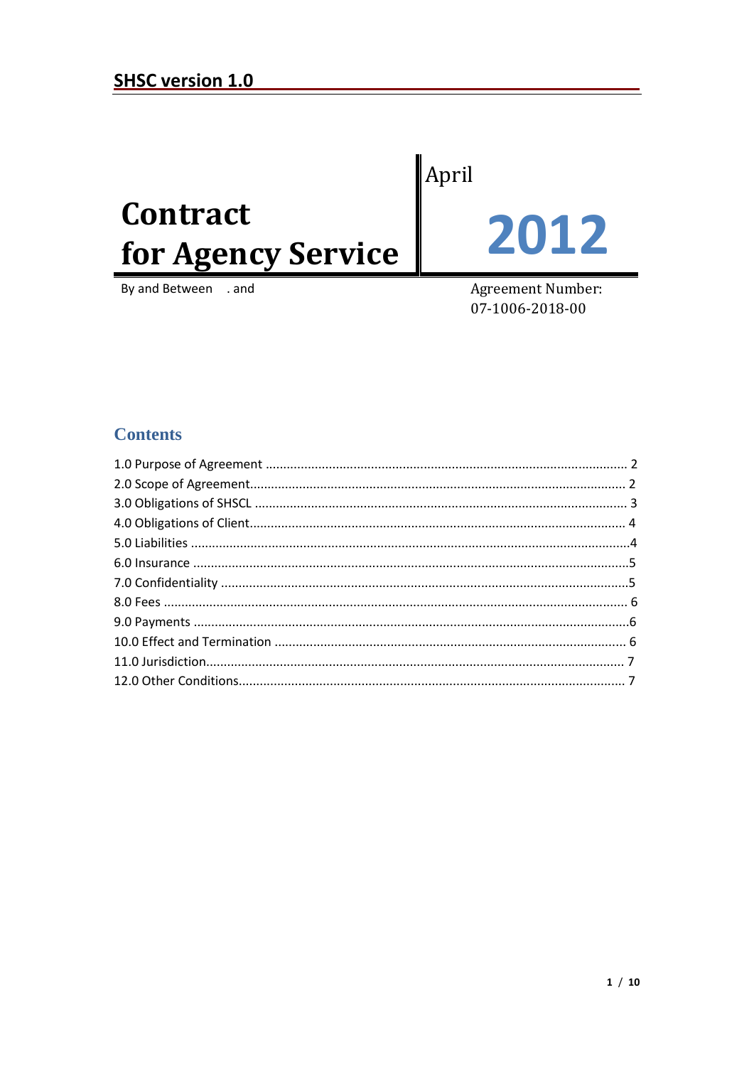**SHSC version 1.0**

# Contract for Agency Service

April

**2012**

By and Between . and

Agreement Number:
07-1006-2018-00

## Contents

1.0 Purpose of Agreement ..... 2
2.0 Scope of Agreement ..... 2
3.0 Obligations of SHSCL ..... 3
4.0 Obligations of Client ..... 4
5.0 Liabilities ..... 4
6.0 Insurance ..... 5
7.0 Confidentiality ..... 5
8.0 Fees ..... 6
9.0 Payments ..... 6
10.0 Effect and Termination ..... 6
11.0 Jurisdiction ..... 7
12.0 Other Conditions ..... 7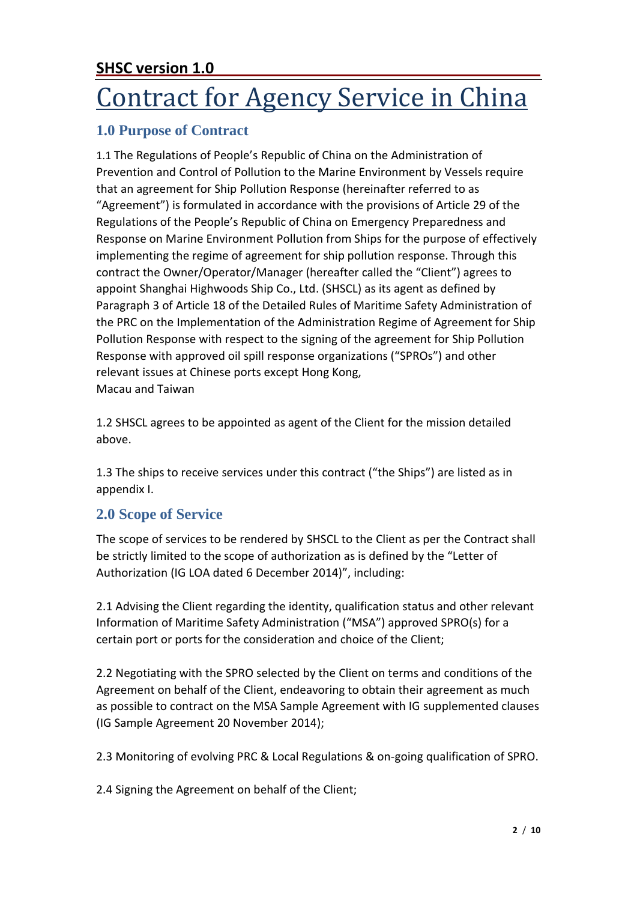**SHSC version 1.0**

# Contract for Agency Service in China

## 1.0 Purpose of Contract

1.1 The Regulations of People's Republic of China on the Administration of Prevention and Control of Pollution to the Marine Environment by Vessels require that an agreement for Ship Pollution Response (hereinafter referred to as "Agreement") is formulated in accordance with the provisions of Article 29 of the Regulations of the People's Republic of China on Emergency Preparedness and Response on Marine Environment Pollution from Ships for the purpose of effectively implementing the regime of agreement for ship pollution response. Through this contract the Owner/Operator/Manager (hereafter called the "Client") agrees to appoint Shanghai Highwoods Ship Co., Ltd. (SHSCL) as its agent as defined by Paragraph 3 of Article 18 of the Detailed Rules of Maritime Safety Administration of the PRC on the Implementation of the Administration Regime of Agreement for Ship Pollution Response with respect to the signing of the agreement for Ship Pollution Response with approved oil spill response organizations ("SPROs") and other relevant issues at Chinese ports except Hong Kong,
Macau and Taiwan

1.2 SHSCL agrees to be appointed as agent of the Client for the mission detailed above.

1.3 The ships to receive services under this contract ("the Ships") are listed as in appendix I.

## 2.0 Scope of Service

The scope of services to be rendered by SHSCL to the Client as per the Contract shall be strictly limited to the scope of authorization as is defined by the "Letter of Authorization (IG LOA dated 6 December 2014)", including:

2.1 Advising the Client regarding the identity, qualification status and other relevant Information of Maritime Safety Administration ("MSA") approved SPRO(s) for a certain port or ports for the consideration and choice of the Client;

2.2 Negotiating with the SPRO selected by the Client on terms and conditions of the Agreement on behalf of the Client, endeavoring to obtain their agreement as much as possible to contract on the MSA Sample Agreement with IG supplemented clauses (IG Sample Agreement 20 November 2014);

2.3 Monitoring of evolving PRC & Local Regulations & on-going qualification of SPRO.

2.4 Signing the Agreement on behalf of the Client;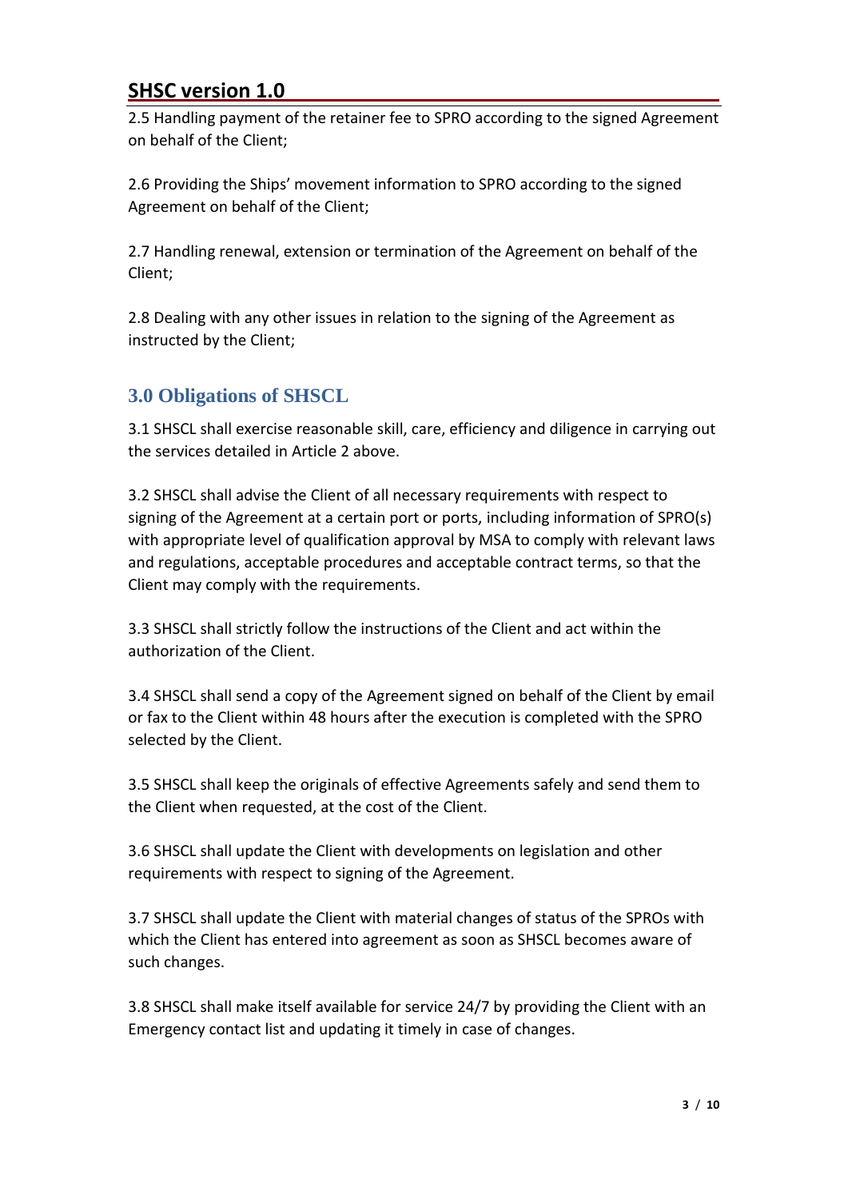2.5 Handling payment of the retainer fee to SPRO according to the signed Agreement on behalf of the Client;

2.6 Providing the Ships' movement information to SPRO according to the signed Agreement on behalf of the Client;

2.7 Handling renewal, extension or termination of the Agreement on behalf of the Client;

2.8 Dealing with any other issues in relation to the signing of the Agreement as instructed by the Client;

## 3.0 Obligations of SHSCL

3.1 SHSCL shall exercise reasonable skill, care, efficiency and diligence in carrying out the services detailed in Article 2 above.

3.2 SHSCL shall advise the Client of all necessary requirements with respect to signing of the Agreement at a certain port or ports, including information of SPRO(s) with appropriate level of qualification approval by MSA to comply with relevant laws and regulations, acceptable procedures and acceptable contract terms, so that the Client may comply with the requirements.

3.3 SHSCL shall strictly follow the instructions of the Client and act within the authorization of the Client.

3.4 SHSCL shall send a copy of the Agreement signed on behalf of the Client by email or fax to the Client within 48 hours after the execution is completed with the SPRO selected by the Client.

3.5 SHSCL shall keep the originals of effective Agreements safely and send them to the Client when requested, at the cost of the Client.

3.6 SHSCL shall update the Client with developments on legislation and other requirements with respect to signing of the Agreement.

3.7 SHSCL shall update the Client with material changes of status of the SPROs with which the Client has entered into agreement as soon as SHSCL becomes aware of such changes.

3.8 SHSCL shall make itself available for service 24/7 by providing the Client with an Emergency contact list and updating it timely in case of changes.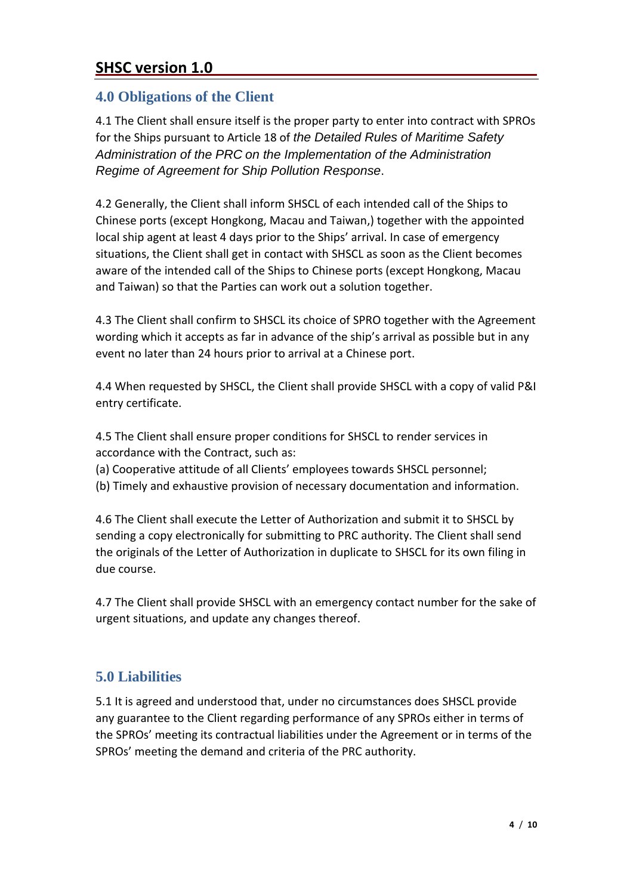## 4.0 Obligations of the Client

4.1 The Client shall ensure itself is the proper party to enter into contract with SPROs for the Ships pursuant to Article 18 of *the Detailed Rules of Maritime Safety Administration of the PRC on the Implementation of the Administration Regime of Agreement for Ship Pollution Response*.

4.2 Generally, the Client shall inform SHSCL of each intended call of the Ships to Chinese ports (except Hongkong, Macau and Taiwan,) together with the appointed local ship agent at least 4 days prior to the Ships' arrival. In case of emergency situations, the Client shall get in contact with SHSCL as soon as the Client becomes aware of the intended call of the Ships to Chinese ports (except Hongkong, Macau and Taiwan) so that the Parties can work out a solution together.

4.3 The Client shall confirm to SHSCL its choice of SPRO together with the Agreement wording which it accepts as far in advance of the ship's arrival as possible but in any event no later than 24 hours prior to arrival at a Chinese port.

4.4 When requested by SHSCL, the Client shall provide SHSCL with a copy of valid P&I entry certificate.

4.5 The Client shall ensure proper conditions for SHSCL to render services in accordance with the Contract, such as:
(a) Cooperative attitude of all Clients' employees towards SHSCL personnel;
(b) Timely and exhaustive provision of necessary documentation and information.

4.6 The Client shall execute the Letter of Authorization and submit it to SHSCL by sending a copy electronically for submitting to PRC authority. The Client shall send the originals of the Letter of Authorization in duplicate to SHSCL for its own filing in due course.

4.7 The Client shall provide SHSCL with an emergency contact number for the sake of urgent situations, and update any changes thereof.

## 5.0 Liabilities

5.1 It is agreed and understood that, under no circumstances does SHSCL provide any guarantee to the Client regarding performance of any SPROs either in terms of the SPROs' meeting its contractual liabilities under the Agreement or in terms of the SPROs' meeting the demand and criteria of the PRC authority.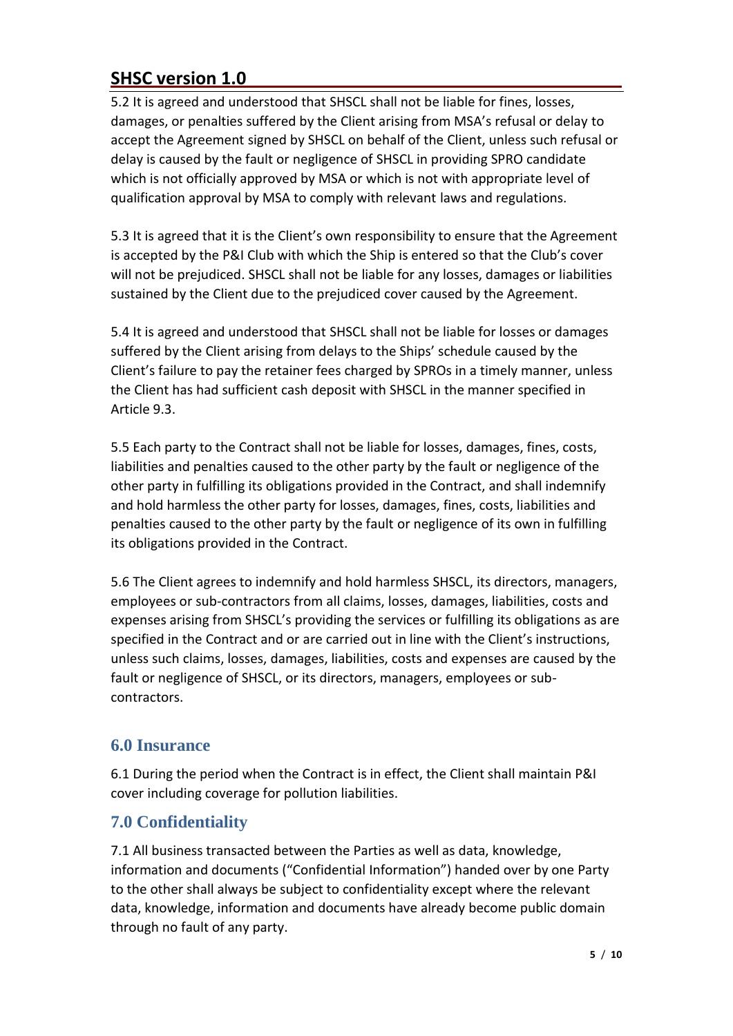5.2 It is agreed and understood that SHSCL shall not be liable for fines, losses, damages, or penalties suffered by the Client arising from MSA's refusal or delay to accept the Agreement signed by SHSCL on behalf of the Client, unless such refusal or delay is caused by the fault or negligence of SHSCL in providing SPRO candidate which is not officially approved by MSA or which is not with appropriate level of qualification approval by MSA to comply with relevant laws and regulations.

5.3 It is agreed that it is the Client's own responsibility to ensure that the Agreement is accepted by the P&I Club with which the Ship is entered so that the Club's cover will not be prejudiced. SHSCL shall not be liable for any losses, damages or liabilities sustained by the Client due to the prejudiced cover caused by the Agreement.

5.4 It is agreed and understood that SHSCL shall not be liable for losses or damages suffered by the Client arising from delays to the Ships' schedule caused by the Client's failure to pay the retainer fees charged by SPROs in a timely manner, unless the Client has had sufficient cash deposit with SHSCL in the manner specified in Article 9.3.

5.5 Each party to the Contract shall not be liable for losses, damages, fines, costs, liabilities and penalties caused to the other party by the fault or negligence of the other party in fulfilling its obligations provided in the Contract, and shall indemnify and hold harmless the other party for losses, damages, fines, costs, liabilities and penalties caused to the other party by the fault or negligence of its own in fulfilling its obligations provided in the Contract.

5.6 The Client agrees to indemnify and hold harmless SHSCL, its directors, managers, employees or sub-contractors from all claims, losses, damages, liabilities, costs and expenses arising from SHSCL's providing the services or fulfilling its obligations as are specified in the Contract and or are carried out in line with the Client's instructions, unless such claims, losses, damages, liabilities, costs and expenses are caused by the fault or negligence of SHSCL, or its directors, managers, employees or sub-contractors.

## 6.0 Insurance

6.1 During the period when the Contract is in effect, the Client shall maintain P&I cover including coverage for pollution liabilities.

## 7.0 Confidentiality

7.1 All business transacted between the Parties as well as data, knowledge, information and documents ("Confidential Information") handed over by one Party to the other shall always be subject to confidentiality except where the relevant data, knowledge, information and documents have already become public domain through no fault of any party.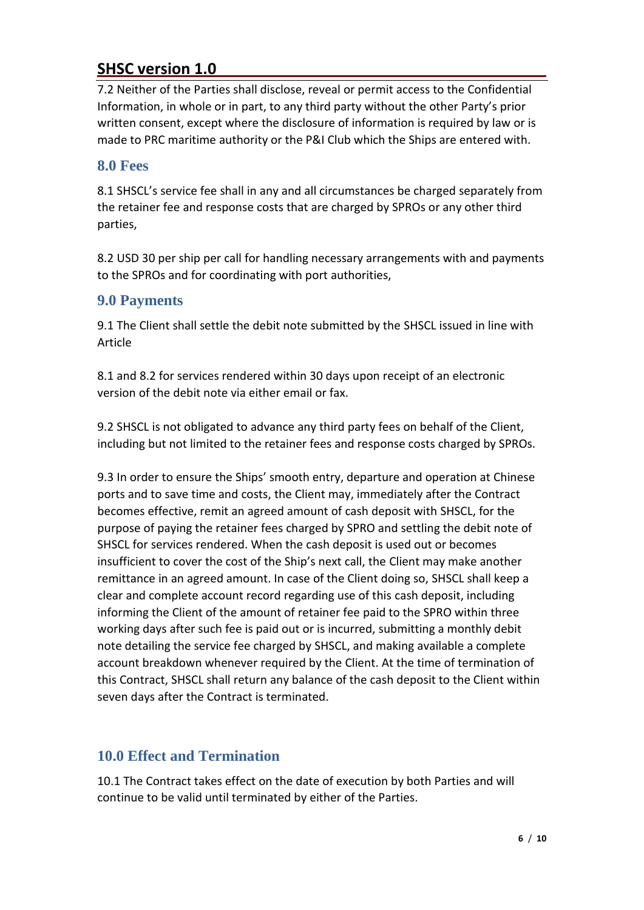7.2 Neither of the Parties shall disclose, reveal or permit access to the Confidential Information, in whole or in part, to any third party without the other Party's prior written consent, except where the disclosure of information is required by law or is made to PRC maritime authority or the P&I Club which the Ships are entered with.

## 8.0 Fees

8.1 SHSCL's service fee shall in any and all circumstances be charged separately from the retainer fee and response costs that are charged by SPROs or any other third parties,

8.2 USD 30 per ship per call for handling necessary arrangements with and payments to the SPROs and for coordinating with port authorities,

## 9.0 Payments

9.1 The Client shall settle the debit note submitted by the SHSCL issued in line with Article

8.1 and 8.2 for services rendered within 30 days upon receipt of an electronic version of the debit note via either email or fax.

9.2 SHSCL is not obligated to advance any third party fees on behalf of the Client, including but not limited to the retainer fees and response costs charged by SPROs.

9.3 In order to ensure the Ships' smooth entry, departure and operation at Chinese ports and to save time and costs, the Client may, immediately after the Contract becomes effective, remit an agreed amount of cash deposit with SHSCL, for the purpose of paying the retainer fees charged by SPRO and settling the debit note of SHSCL for services rendered. When the cash deposit is used out or becomes insufficient to cover the cost of the Ship's next call, the Client may make another remittance in an agreed amount. In case of the Client doing so, SHSCL shall keep a clear and complete account record regarding use of this cash deposit, including informing the Client of the amount of retainer fee paid to the SPRO within three working days after such fee is paid out or is incurred, submitting a monthly debit note detailing the service fee charged by SHSCL, and making available a complete account breakdown whenever required by the Client. At the time of termination of this Contract, SHSCL shall return any balance of the cash deposit to the Client within seven days after the Contract is terminated.

## 10.0 Effect and Termination

10.1 The Contract takes effect on the date of execution by both Parties and will continue to be valid until terminated by either of the Parties.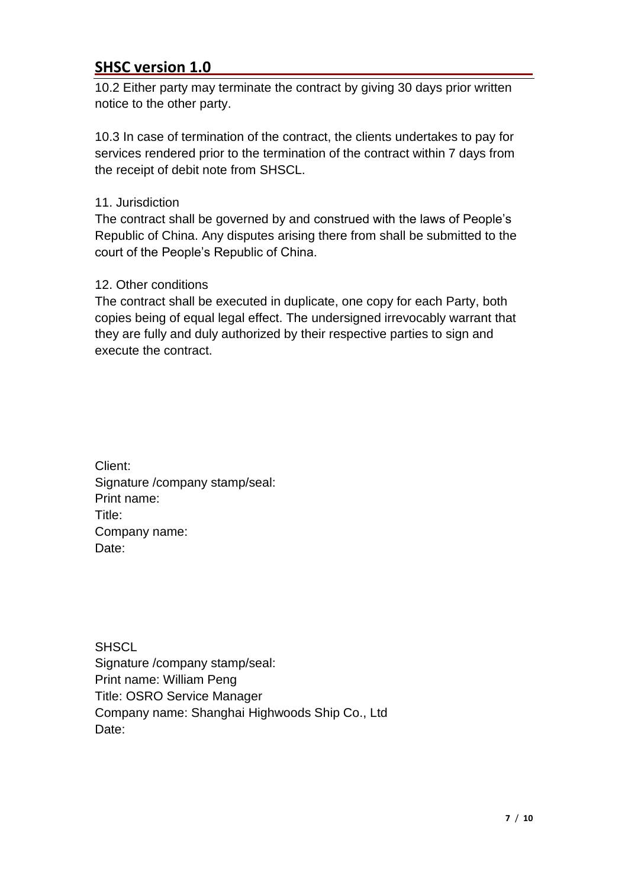10.2 Either party may terminate the contract by giving 30 days prior written notice to the other party.

10.3 In case of termination of the contract, the clients undertakes to pay for services rendered prior to the termination of the contract within 7 days from the receipt of debit note from SHSCL.

11. Jurisdiction

The contract shall be governed by and construed with the laws of People's Republic of China. Any disputes arising there from shall be submitted to the court of the People's Republic of China.

12. Other conditions

The contract shall be executed in duplicate, one copy for each Party, both copies being of equal legal effect. The undersigned irrevocably warrant that they are fully and duly authorized by their respective parties to sign and execute the contract.

Client:
Signature /company stamp/seal:
Print name:
Title:
Company name:
Date:

SHSCL
Signature /company stamp/seal:
Print name: William Peng
Title: OSRO Service Manager
Company name: Shanghai Highwoods Ship Co., Ltd
Date: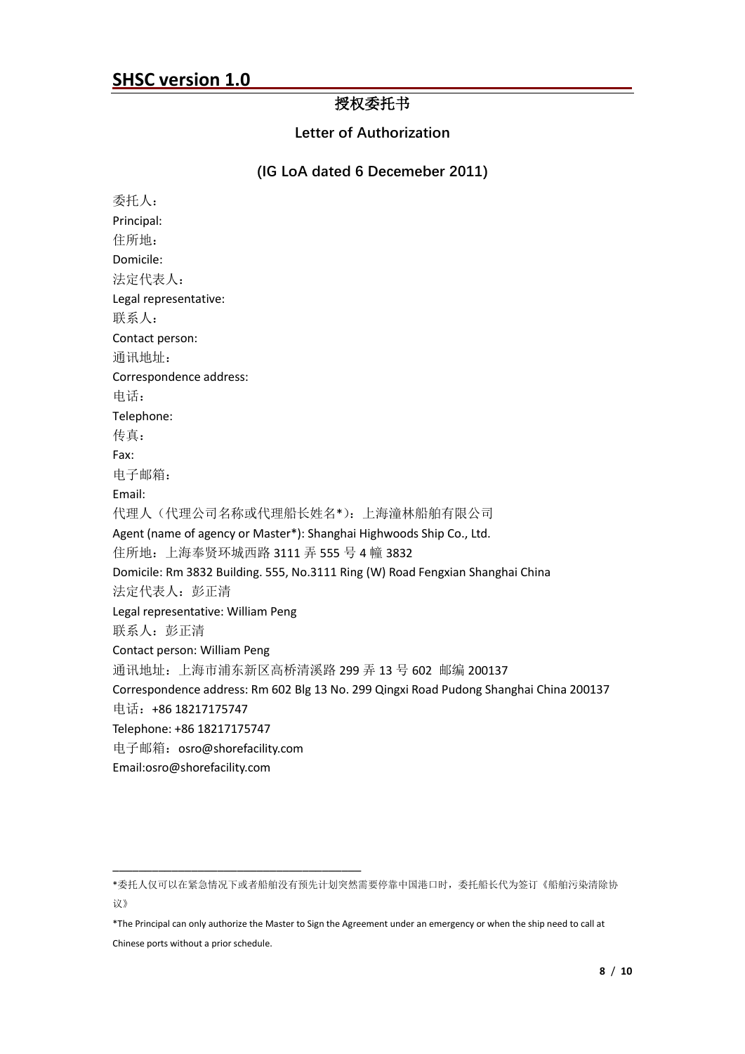## SHSC version 1.0

# 授权委托书

## Letter of Authorization

## (IG LoA dated 6 Decemeber 2011)

委托人：

Principal:

住所地：

Domicile:

法定代表人：

Legal representative:

联系人：

Contact person:

通讯地址：

Correspondence address:

电话：

Telephone:

传真：

Fax:

电子邮箱：

Email:

代理人（代理公司名称或代理船长姓名*）：上海潼林船舶有限公司

Agent (name of agency or Master*): Shanghai Highwoods Ship Co., Ltd.

住所地：上海奉贤环城西路 3111 弄 555 号 4 幢 3832

Domicile: Rm 3832 Building. 555, No.3111 Ring (W) Road Fengxian Shanghai China

法定代表人：彭正清

Legal representative: William Peng

联系人：彭正清

Contact person: William Peng

通讯地址：上海市浦东新区高桥清溪路 299 弄 13 号 602 邮编 200137

Correspondence address: Rm 602 Blg 13 No. 299 Qingxi Road Pudong Shanghai China 200137

电话：+86 18217175747

Telephone: +86 18217175747

电子邮箱：osro@shorefacility.com

Email:osro@shorefacility.com

---

*委托人仅可以在紧急情况下或者船舶没有预先计划突然需要停靠中国港口时，委托船长代为签订《船舶污染清除协议》

*The Principal can only authorize the Master to Sign the Agreement under an emergency or when the ship need to call at Chinese ports without a prior schedule.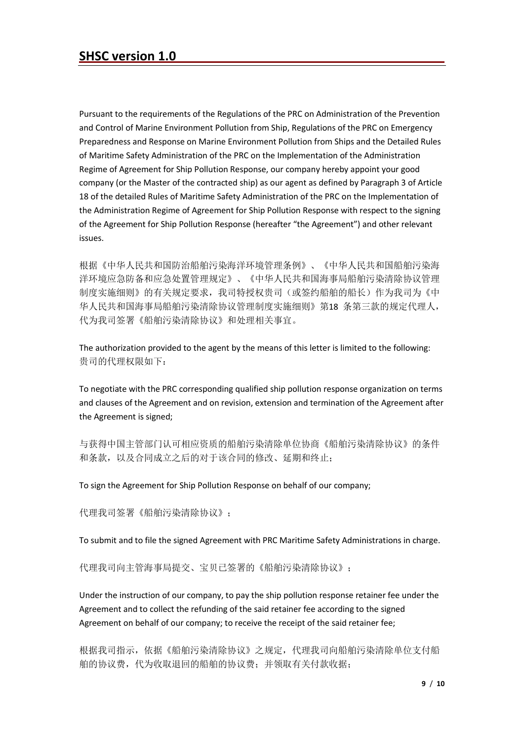Pursuant to the requirements of the Regulations of the PRC on Administration of the Prevention and Control of Marine Environment Pollution from Ship, Regulations of the PRC on Emergency Preparedness and Response on Marine Environment Pollution from Ships and the Detailed Rules of Maritime Safety Administration of the PRC on the Implementation of the Administration Regime of Agreement for Ship Pollution Response, our company hereby appoint your good company (or the Master of the contracted ship) as our agent as defined by Paragraph 3 of Article 18 of the detailed Rules of Maritime Safety Administration of the PRC on the Implementation of the Administration Regime of Agreement for Ship Pollution Response with respect to the signing of the Agreement for Ship Pollution Response (hereafter "the Agreement") and other relevant issues.

根据《中华人民共和国防治船舶污染海洋环境管理条例》、《中华人民共和国船舶污染海洋环境应急防备和应急处置管理规定》、《中华人民共和国海事局船舶污染清除协议管理制度实施细则》的有关规定要求，我司特授权贵司（或签约船舶的船长）作为我司为《中华人民共和国海事局船舶污染清除协议管理制度实施细则》第18 条第三款的规定代理人，代为我司签署《船舶污染清除协议》和处理相关事宜。

The authorization provided to the agent by the means of this letter is limited to the following:
贵司的代理权限如下：

To negotiate with the PRC corresponding qualified ship pollution response organization on terms and clauses of the Agreement and on revision, extension and termination of the Agreement after the Agreement is signed;

与获得中国主管部门认可相应资质的船舶污染清除单位协商《船舶污染清除协议》的条件和条款，以及合同成立之后的对于该合同的修改、延期和终止；

To sign the Agreement for Ship Pollution Response on behalf of our company;

代理我司签署《船舶污染清除协议》；

To submit and to file the signed Agreement with PRC Maritime Safety Administrations in charge.

代理我司向主管海事局提交、宝贝已签署的《船舶污染清除协议》；

Under the instruction of our company, to pay the ship pollution response retainer fee under the Agreement and to collect the refunding of the said retainer fee according to the signed Agreement on behalf of our company; to receive the receipt of the said retainer fee;

根据我司指示，依据《船舶污染清除协议》之规定，代理我司向船舶污染清除单位支付船舶的协议费，代为收取退回的船舶的协议费；并领取有关付款收据；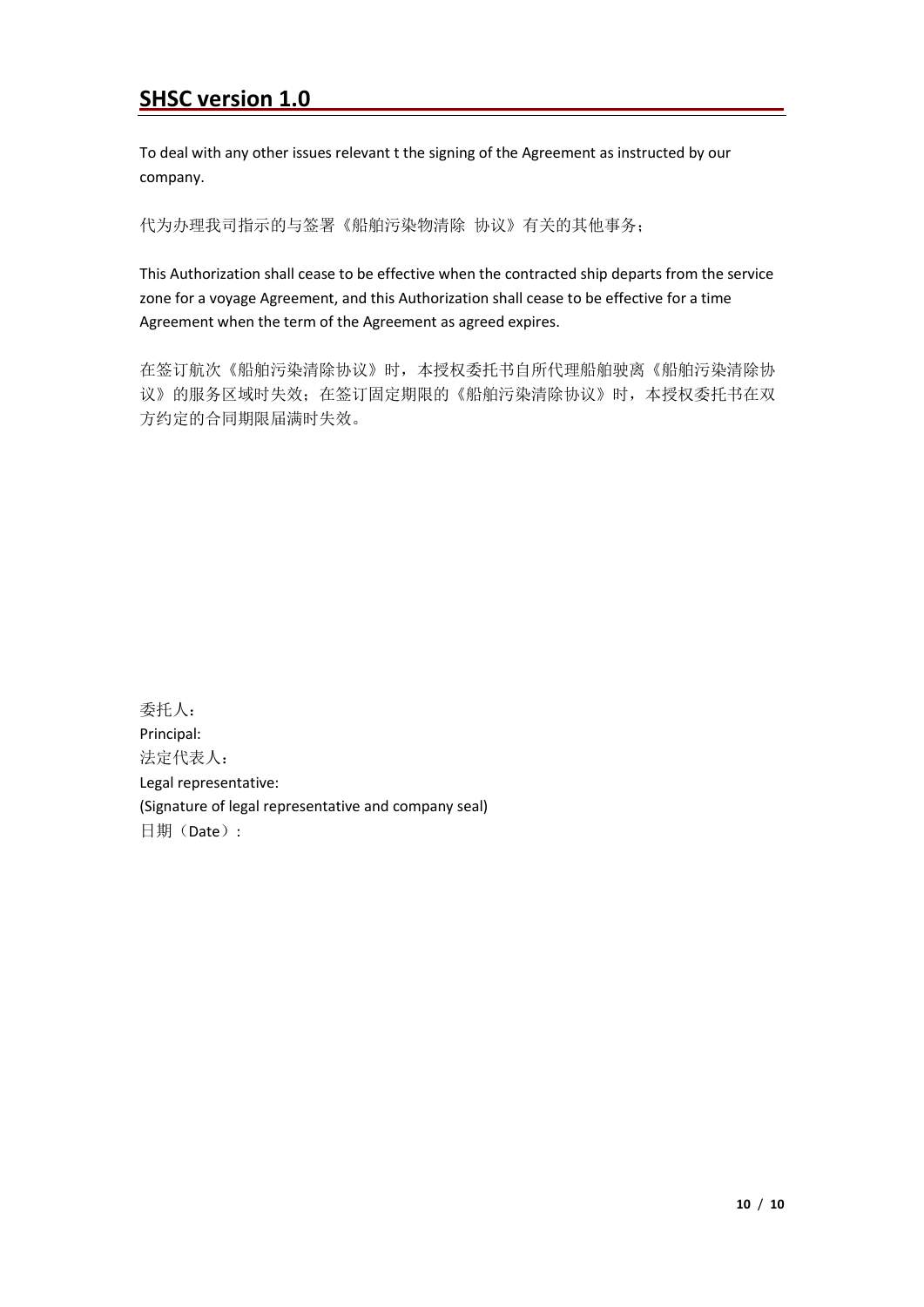To deal with any other issues relevant t the signing of the Agreement as instructed by our company.

代为办理我司指示的与签署《船舶污染物清除 协议》有关的其他事务；

This Authorization shall cease to be effective when the contracted ship departs from the service zone for a voyage Agreement, and this Authorization shall cease to be effective for a time Agreement when the term of the Agreement as agreed expires.

在签订航次《船舶污染清除协议》时，本授权委托书自所代理船舶驶离《船舶污染清除协议》的服务区域时失效；在签订固定期限的《船舶污染清除协议》时，本授权委托书在双方约定的合同期限届满时失效。

委托人：
Principal:
法定代表人：
Legal representative:
(Signature of legal representative and company seal)
日期（Date）: